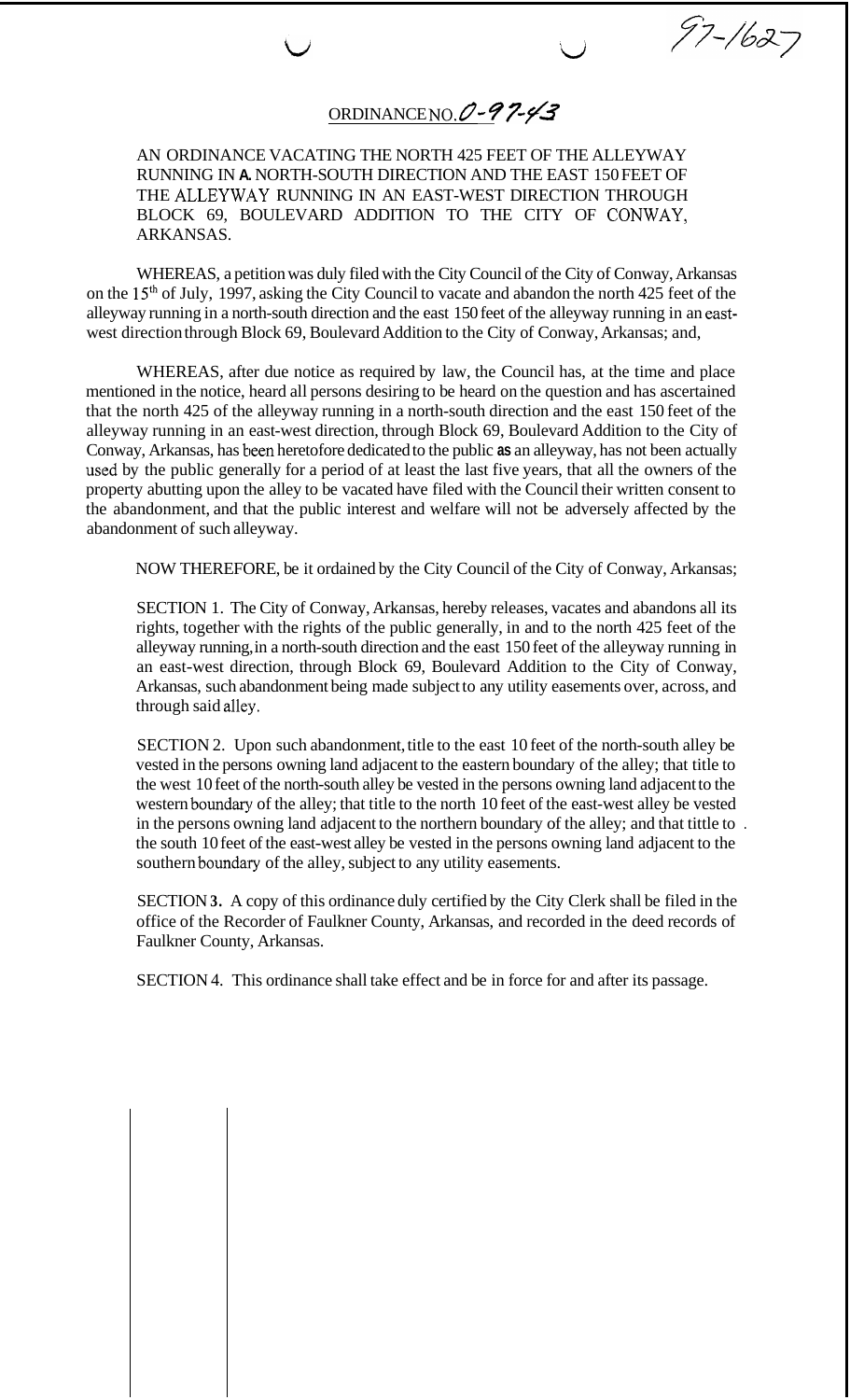97-1627

ORDINANCE NO. O-97-43

AN ORDINANCE VACATING THE NORTH 425 FEET OF THE ALLEYWAY RUNNING IN A NORTH-SOUTH DIRECTION AND THE EAST 150 FEET OF THE ALLEYWAY RUNNING IN AN EAST-WEST DIRECTION THROUGH BLOCK 69, BOULEVARD ADDITION TO THE CITY OF CONWAY, ARKANSAS.

WHEREAS, a petition was duly filed with the City Council of the City of Conway, Arkansas on the 15th of July, 1997, asking the City Council to vacate and abandon the north 425 feet of the alleyway running in a north-south direction and the east 150 feet of the alleyway running in an east-west direction through Block 69, Boulevard Addition to the City of Conway, Arkansas; and,

WHEREAS, after due notice as required by law, the Council has, at the time and place mentioned in the notice, heard all persons desiring to be heard on the question and has ascertained that the north 425 of the alleyway running in a north-south direction and the east 150 feet of the alleyway running in an east-west direction, through Block 69, Boulevard Addition to the City of Conway, Arkansas, has been heretofore dedicated to the public as an alleyway, has not been actually used by the public generally for a period of at least the last five years, that all the owners of the property abutting upon the alley to be vacated have filed with the Council their written consent to the abandonment, and that the public interest and welfare will not be adversely affected by the abandonment of such alleyway.

NOW THEREFORE, be it ordained by the City Council of the City of Conway, Arkansas;

SECTION 1. The City of Conway, Arkansas, hereby releases, vacates and abandons all its rights, together with the rights of the public generally, in and to the north 425 feet of the alleyway running, in a north-south direction and the east 150 feet of the alleyway running in an east-west direction, through Block 69, Boulevard Addition to the City of Conway, Arkansas, such abandonment being made subject to any utility easements over, across, and through said alley.

SECTION 2. Upon such abandonment, title to the east 10 feet of the north-south alley be vested in the persons owning land adjacent to the eastern boundary of the alley; that title to the west 10 feet of the north-south alley be vested in the persons owning land adjacent to the western boundary of the alley; that title to the north 10 feet of the east-west alley be vested in the persons owning land adjacent to the northern boundary of the alley; and that tittle to the south 10 feet of the east-west alley be vested in the persons owning land adjacent to the southern boundary of the alley, subject to any utility easements.

SECTION 3. A copy of this ordinance duly certified by the City Clerk shall be filed in the office of the Recorder of Faulkner County, Arkansas, and recorded in the deed records of Faulkner County, Arkansas.

SECTION 4. This ordinance shall take effect and be in force for and after its passage.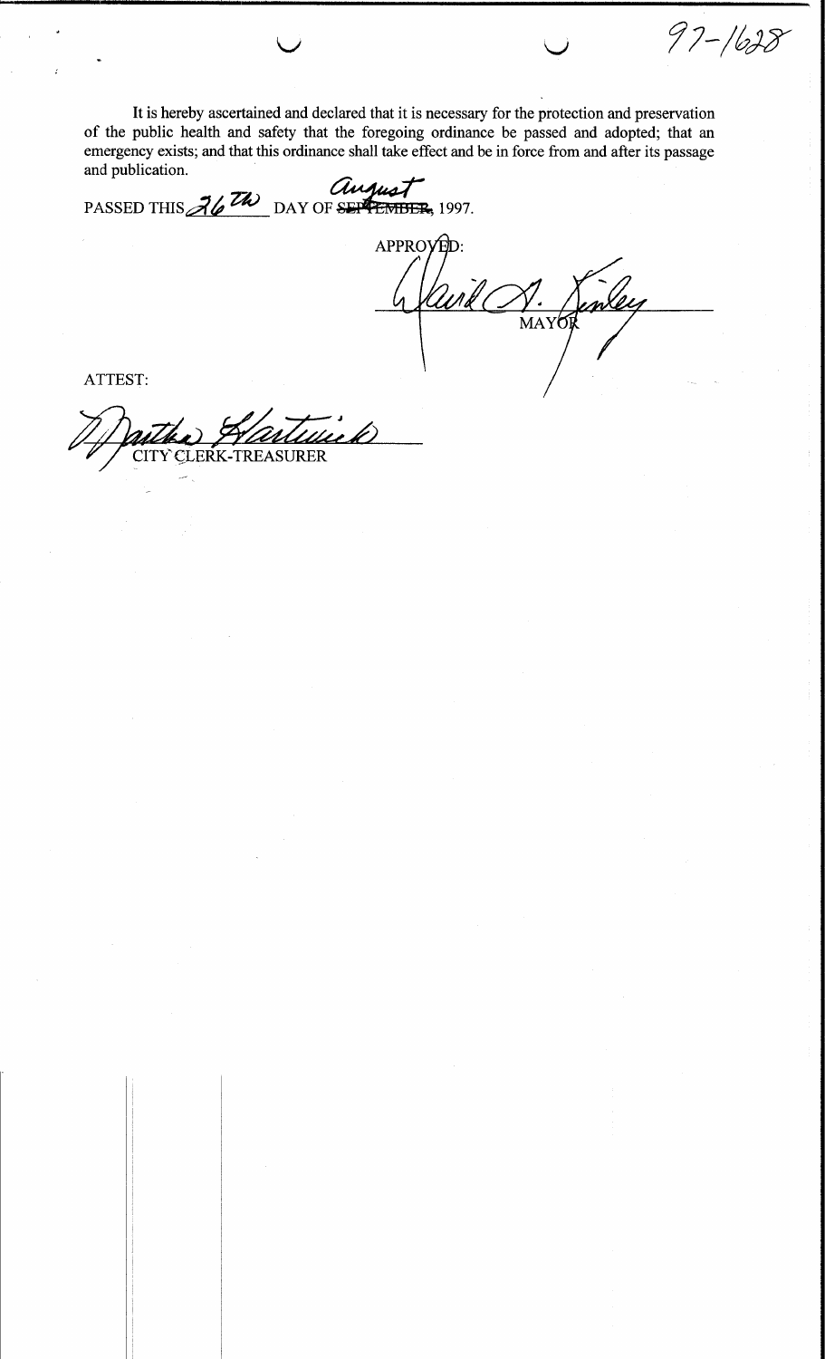97-1628

It is hereby ascertained and declared that it is necessary for the protection and preservation of the public health and safety that the foregoing ordinance be passed and adopted; that an emergency exists; and that this ordinance shall take effect and be in force from and after its passage and publication.

PASSED THIS 26th DAY OF ~~SEPTEMBER~~ August, 1997.

APPROVED:

MAYOR

ATTEST:

CITY CLERK-TREASURER